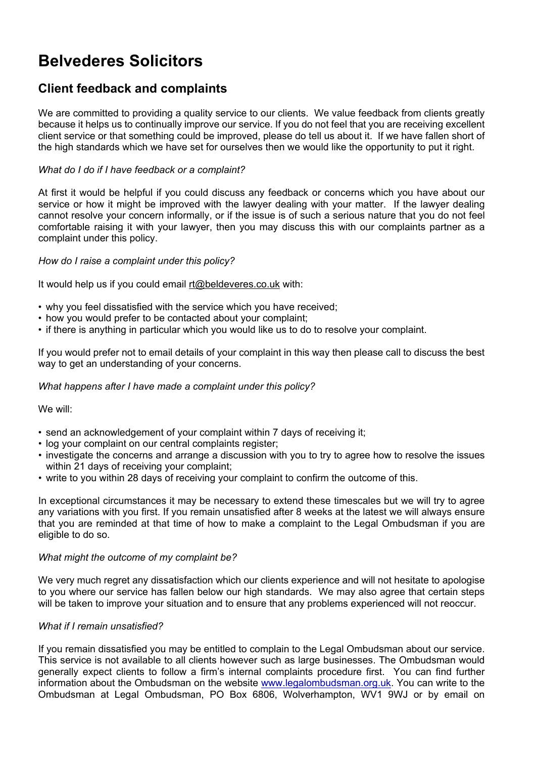# Belvederes Solicitors

## Client feedback and complaints

We are committed to providing a quality service to our clients. We value feedback from clients greatly because it helps us to continually improve our service. If you do not feel that you are receiving excellent client service or that something could be improved, please do tell us about it. If we have fallen short of the high standards which we have set for ourselves then we would like the opportunity to put it right.

*What do I do if I have feedback or a complaint?*

At first it would be helpful if you could discuss any feedback or concerns which you have about our service or how it might be improved with the lawyer dealing with your matter. If the lawyer dealing cannot resolve your concern informally, or if the issue is of such a serious nature that you do not feel comfortable raising it with your lawyer, then you may discuss this with our complaints partner as a complaint under this policy.

*How do I raise a complaint under this policy?*

It would help us if you could email rt@beldeveres.co.uk with:

- why you feel dissatisfied with the service which you have received;
- how you would prefer to be contacted about your complaint;
- if there is anything in particular which you would like us to do to resolve your complaint.

If you would prefer not to email details of your complaint in this way then please call to discuss the best way to get an understanding of your concerns.

*What happens after I have made a complaint under this policy?*

We will:

- send an acknowledgement of your complaint within 7 days of receiving it;
- log your complaint on our central complaints register;
- investigate the concerns and arrange a discussion with you to try to agree how to resolve the issues within 21 days of receiving your complaint;
- write to you within 28 days of receiving your complaint to confirm the outcome of this.

In exceptional circumstances it may be necessary to extend these timescales but we will try to agree any variations with you first. If you remain unsatisfied after 8 weeks at the latest we will always ensure that you are reminded at that time of how to make a complaint to the Legal Ombudsman if you are eligible to do so.

*What might the outcome of my complaint be?*

We very much regret any dissatisfaction which our clients experience and will not hesitate to apologise to you where our service has fallen below our high standards. We may also agree that certain steps will be taken to improve your situation and to ensure that any problems experienced will not reoccur.

*What if I remain unsatisfied?*

If you remain dissatisfied you may be entitled to complain to the Legal Ombudsman about our service. This service is not available to all clients however such as large businesses. The Ombudsman would generally expect clients to follow a firm's internal complaints procedure first. You can find further information about the Ombudsman on the website www.legalombudsman.org.uk. You can write to the Ombudsman at Legal Ombudsman, PO Box 6806, Wolverhampton, WV1 9WJ or by email on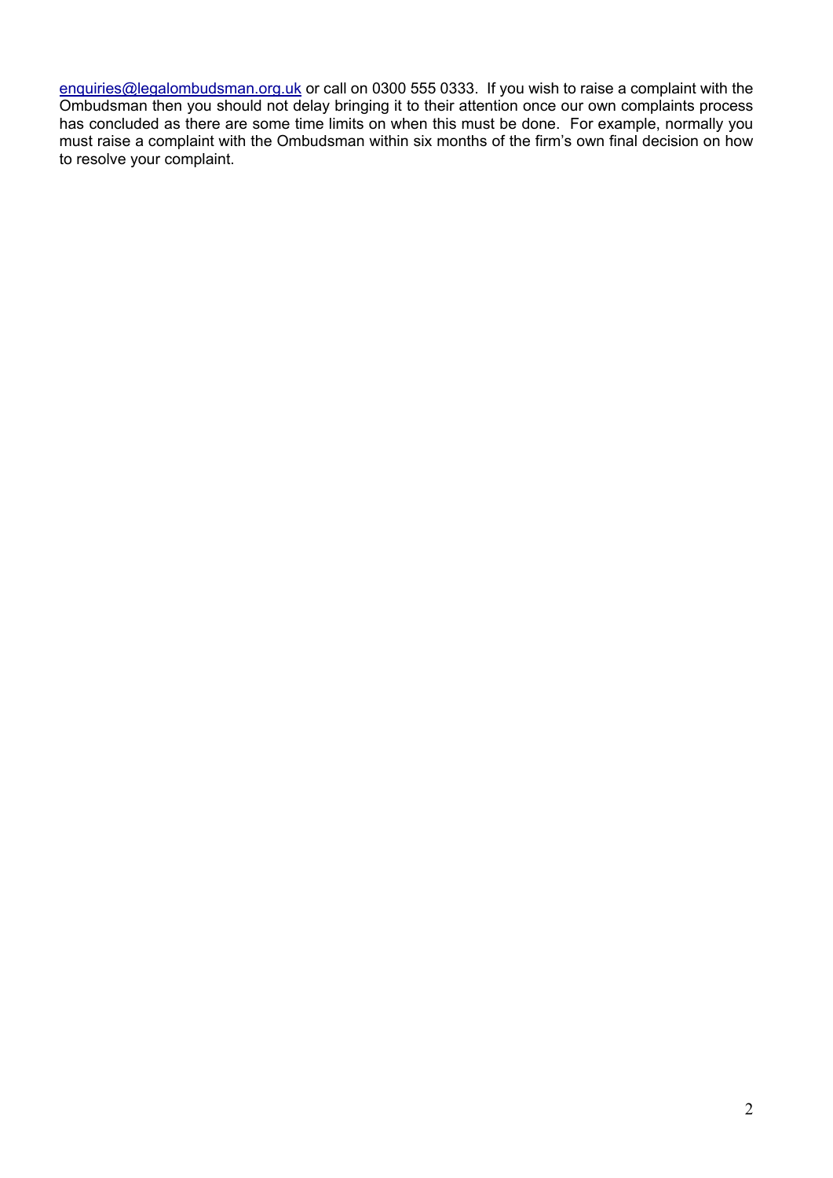enquiries@legalombudsman.org.uk or call on 0300 555 0333. If you wish to raise a complaint with the Ombudsman then you should not delay bringing it to their attention once our own complaints process has concluded as there are some time limits on when this must be done. For example, normally you must raise a complaint with the Ombudsman within six months of the firm's own final decision on how to resolve your complaint.